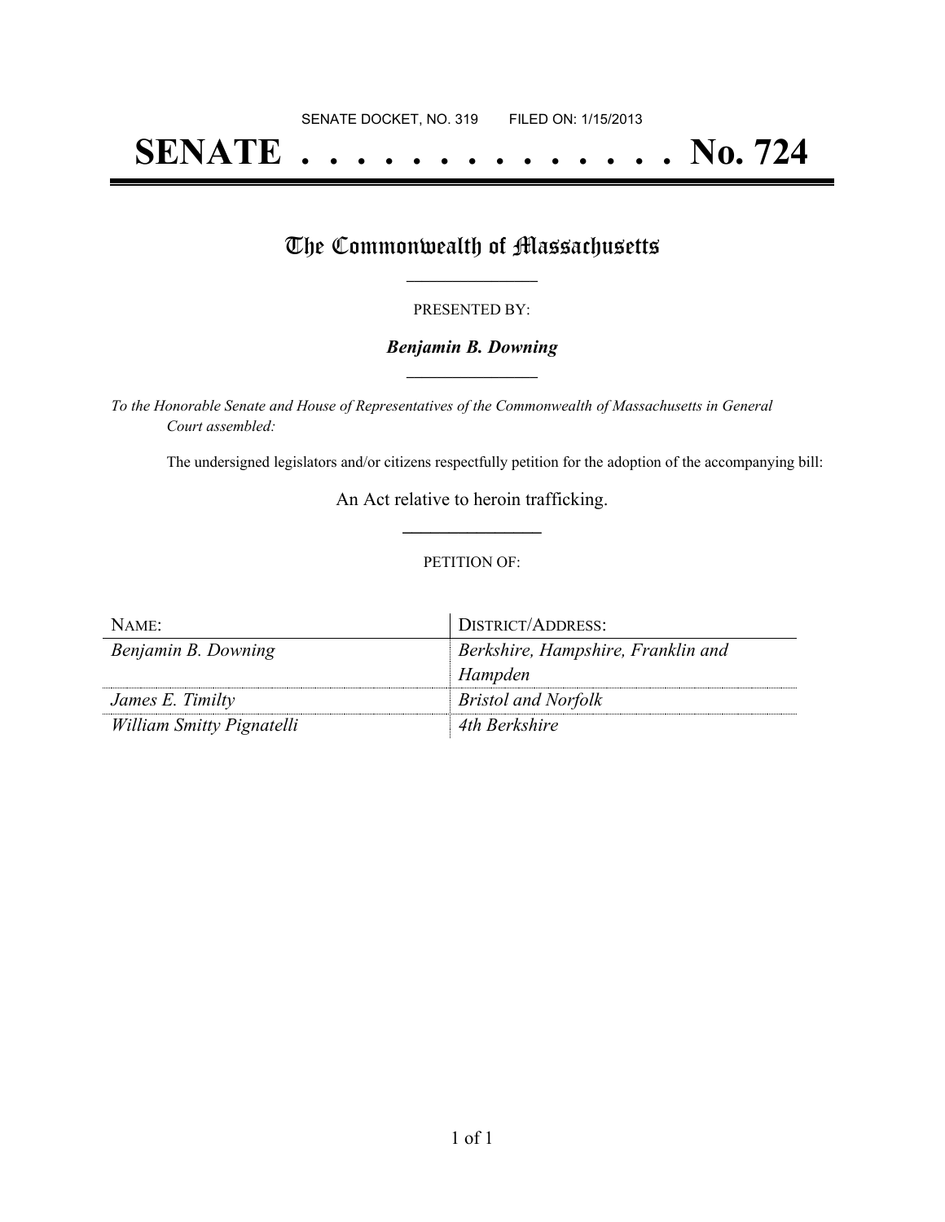SENATE DOCKET, NO. 319        FILED ON: 1/15/2013

# SENATE . . . . . . . . . . . . . . No. 724

## The Commonwealth of Massachusetts

PRESENTED BY:

***Benjamin B. Downing***

*To the Honorable Senate and House of Representatives of the Commonwealth of Massachusetts in General Court assembled:*

The undersigned legislators and/or citizens respectfully petition for the adoption of the accompanying bill:

An Act relative to heroin trafficking.

PETITION OF:

| NAME: | DISTRICT/ADDRESS: |
|---|---|
| *Benjamin B. Downing* | *Berkshire, Hampshire, Franklin and Hampden* |
| *James E. Timilty* | *Bristol and Norfolk* |
| *William Smitty Pignatelli* | *4th Berkshire* |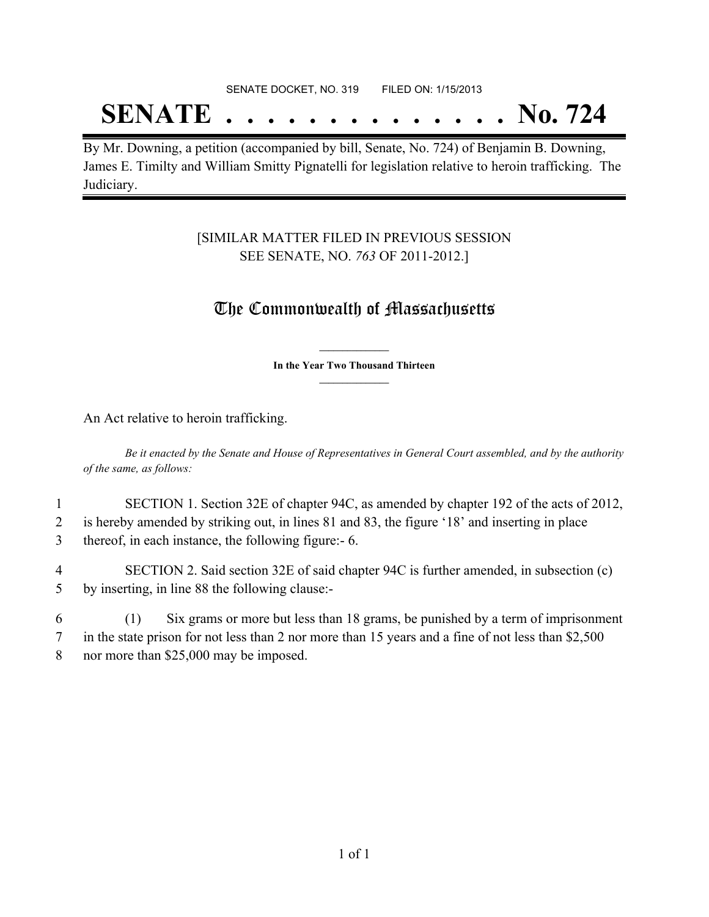SENATE DOCKET, NO. 319        FILED ON: 1/15/2013

# SENATE . . . . . . . . . . . . . . No. 724

By Mr. Downing, a petition (accompanied by bill, Senate, No. 724) of Benjamin B. Downing, James E. Timilty and William Smitty Pignatelli for legislation relative to heroin trafficking. The Judiciary.

[SIMILAR MATTER FILED IN PREVIOUS SESSION
SEE SENATE, NO. *763* OF 2011-2012.]

## The Commonwealth of Massachusetts

**In the Year Two Thousand Thirteen**

An Act relative to heroin trafficking.

*Be it enacted by the Senate and House of Representatives in General Court assembled, and by the authority of the same, as follows:*

1 SECTION 1. Section 32E of chapter 94C, as amended by chapter 192 of the acts of 2012,
2 is hereby amended by striking out, in lines 81 and 83, the figure '18' and inserting in place
3 thereof, in each instance, the following figure:- 6.

4 SECTION 2. Said section 32E of said chapter 94C is further amended, in subsection (c)
5 by inserting, in line 88 the following clause:-

6 (1) Six grams or more but less than 18 grams, be punished by a term of imprisonment
7 in the state prison for not less than 2 nor more than 15 years and a fine of not less than $2,500
8 nor more than $25,000 may be imposed.